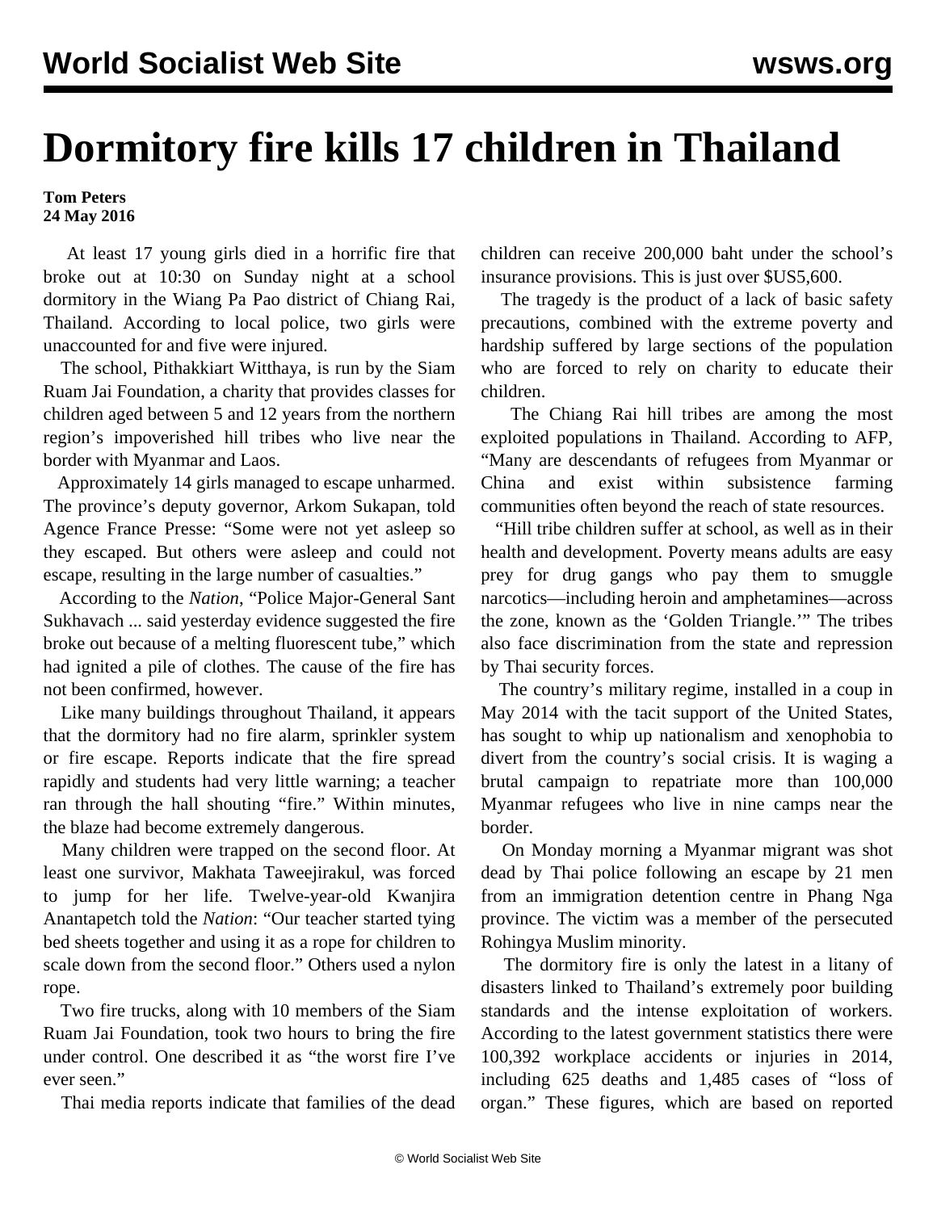# Dormitory fire kills 17 children in Thailand

**Tom Peters**
**24 May 2016**

At least 17 young girls died in a horrific fire that broke out at 10:30 on Sunday night at a school dormitory in the Wiang Pa Pao district of Chiang Rai, Thailand. According to local police, two girls were unaccounted for and five were injured.

The school, Pithakkiart Witthaya, is run by the Siam Ruam Jai Foundation, a charity that provides classes for children aged between 5 and 12 years from the northern region's impoverished hill tribes who live near the border with Myanmar and Laos.

Approximately 14 girls managed to escape unharmed. The province's deputy governor, Arkom Sukapan, told Agence France Presse: "Some were not yet asleep so they escaped. But others were asleep and could not escape, resulting in the large number of casualties."

According to the *Nation*, "Police Major-General Sant Sukhavach ... said yesterday evidence suggested the fire broke out because of a melting fluorescent tube," which had ignited a pile of clothes. The cause of the fire has not been confirmed, however.

Like many buildings throughout Thailand, it appears that the dormitory had no fire alarm, sprinkler system or fire escape. Reports indicate that the fire spread rapidly and students had very little warning; a teacher ran through the hall shouting "fire." Within minutes, the blaze had become extremely dangerous.

Many children were trapped on the second floor. At least one survivor, Makhata Taweejirakul, was forced to jump for her life. Twelve-year-old Kwanjira Anantapetch told the *Nation*: "Our teacher started tying bed sheets together and using it as a rope for children to scale down from the second floor." Others used a nylon rope.

Two fire trucks, along with 10 members of the Siam Ruam Jai Foundation, took two hours to bring the fire under control. One described it as "the worst fire I've ever seen."

Thai media reports indicate that families of the dead children can receive 200,000 baht under the school's insurance provisions. This is just over $US5,600.

The tragedy is the product of a lack of basic safety precautions, combined with the extreme poverty and hardship suffered by large sections of the population who are forced to rely on charity to educate their children.

The Chiang Rai hill tribes are among the most exploited populations in Thailand. According to AFP, "Many are descendants of refugees from Myanmar or China and exist within subsistence farming communities often beyond the reach of state resources.

"Hill tribe children suffer at school, as well as in their health and development. Poverty means adults are easy prey for drug gangs who pay them to smuggle narcotics—including heroin and amphetamines—across the zone, known as the 'Golden Triangle.'" The tribes also face discrimination from the state and repression by Thai security forces.

The country's military regime, installed in a coup in May 2014 with the tacit support of the United States, has sought to whip up nationalism and xenophobia to divert from the country's social crisis. It is waging a brutal campaign to repatriate more than 100,000 Myanmar refugees who live in nine camps near the border.

On Monday morning a Myanmar migrant was shot dead by Thai police following an escape by 21 men from an immigration detention centre in Phang Nga province. The victim was a member of the persecuted Rohingya Muslim minority.

The dormitory fire is only the latest in a litany of disasters linked to Thailand's extremely poor building standards and the intense exploitation of workers. According to the latest government statistics there were 100,392 workplace accidents or injuries in 2014, including 625 deaths and 1,485 cases of "loss of organ." These figures, which are based on reported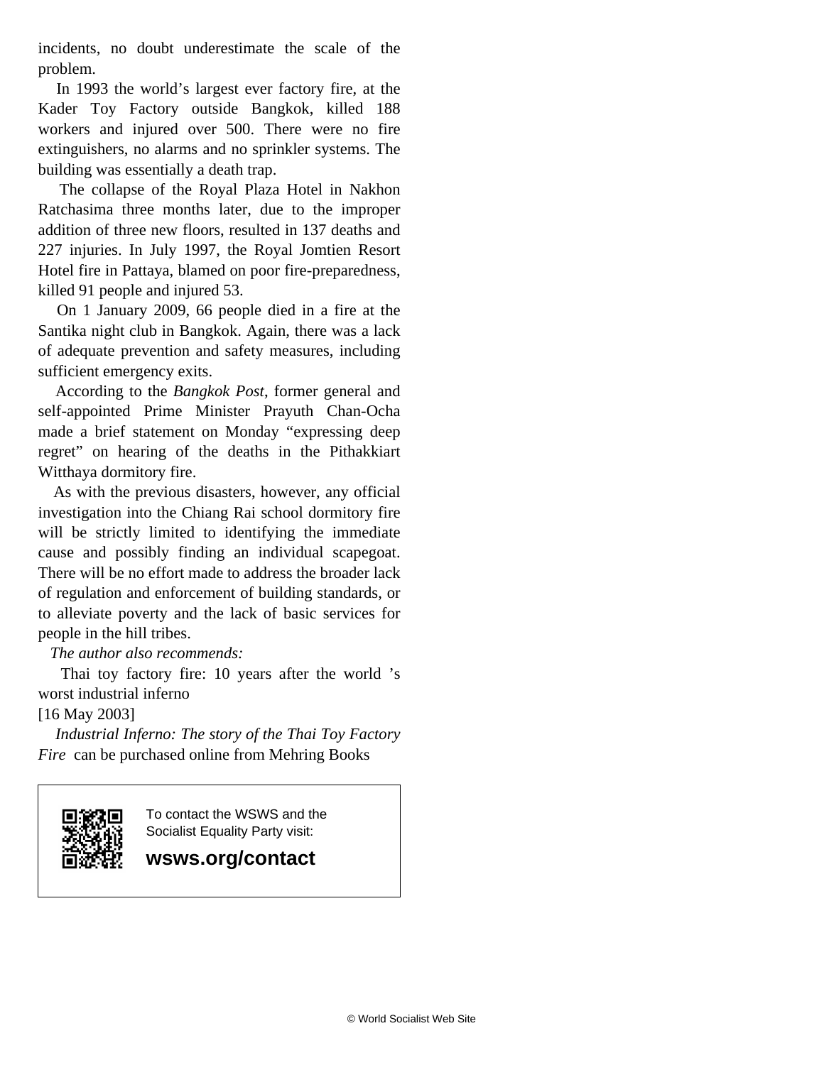incidents, no doubt underestimate the scale of the problem.

In 1993 the world's largest ever factory fire, at the Kader Toy Factory outside Bangkok, killed 188 workers and injured over 500. There were no fire extinguishers, no alarms and no sprinkler systems. The building was essentially a death trap.

The collapse of the Royal Plaza Hotel in Nakhon Ratchasima three months later, due to the improper addition of three new floors, resulted in 137 deaths and 227 injuries. In July 1997, the Royal Jomtien Resort Hotel fire in Pattaya, blamed on poor fire-preparedness, killed 91 people and injured 53.

On 1 January 2009, 66 people died in a fire at the Santika night club in Bangkok. Again, there was a lack of adequate prevention and safety measures, including sufficient emergency exits.

According to the *Bangkok Post*, former general and self-appointed Prime Minister Prayuth Chan-Ocha made a brief statement on Monday "expressing deep regret" on hearing of the deaths in the Pithakkiart Witthaya dormitory fire.

As with the previous disasters, however, any official investigation into the Chiang Rai school dormitory fire will be strictly limited to identifying the immediate cause and possibly finding an individual scapegoat. There will be no effort made to address the broader lack of regulation and enforcement of building standards, or to alleviate poverty and the lack of basic services for people in the hill tribes.

*The author also recommends:*

Thai toy factory fire: 10 years after the world 's worst industrial inferno
[16 May 2003]

*Industrial Inferno: The story of the Thai Toy Factory Fire* can be purchased online from Mehring Books

To contact the WSWS and the Socialist Equality Party visit:

**wsws.org/contact**